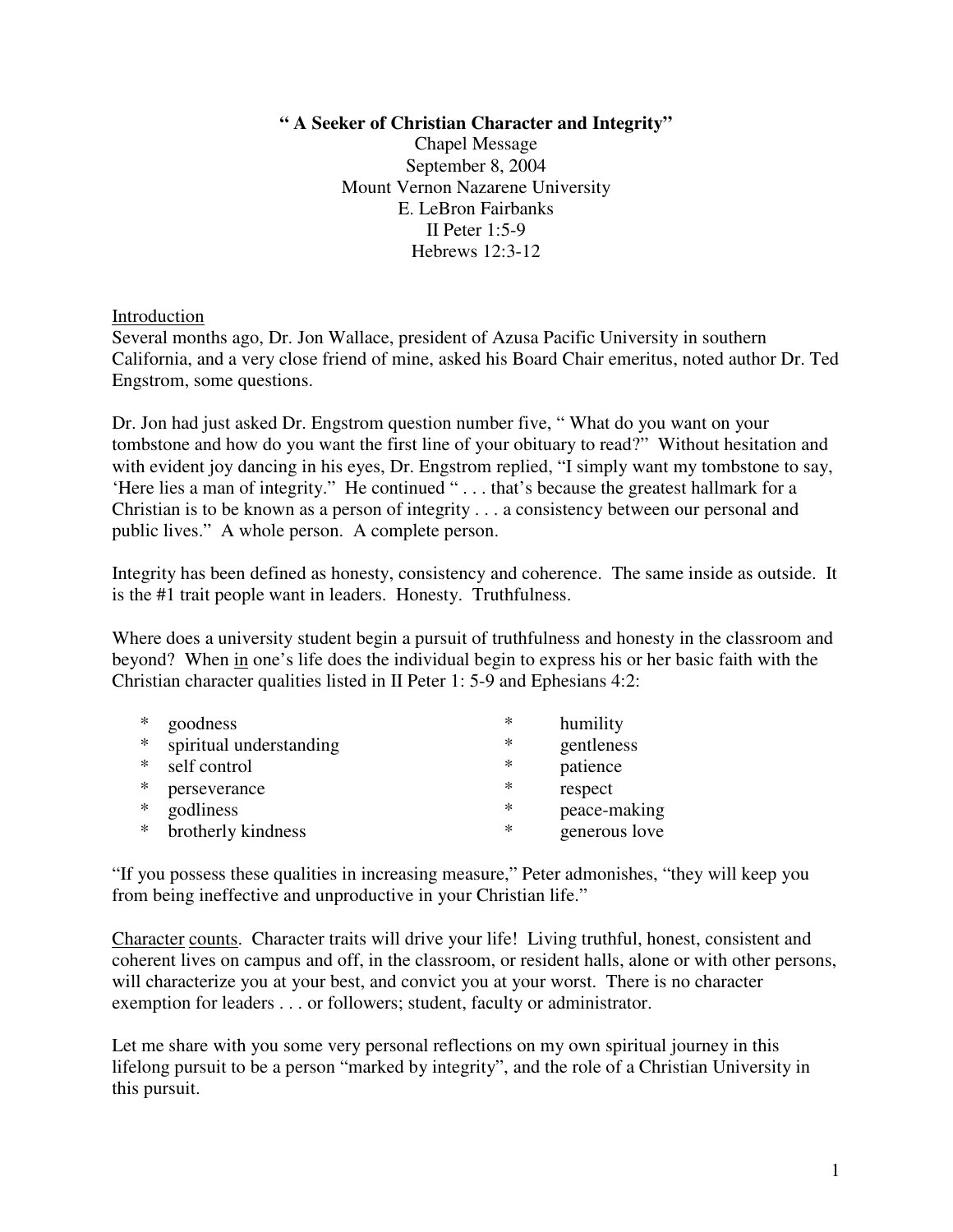**" A Seeker of Christian Character and Integrity"**

Chapel Message
September 8, 2004
Mount Vernon Nazarene University
E. LeBron Fairbanks
II Peter 1:5-9
Hebrews 12:3-12

<u>Introduction</u>

Several months ago, Dr. Jon Wallace, president of Azusa Pacific University in southern California, and a very close friend of mine, asked his Board Chair emeritus, noted author Dr. Ted Engstrom, some questions.

Dr. Jon had just asked Dr. Engstrom question number five, " What do you want on your tombstone and how do you want the first line of your obituary to read?" Without hesitation and with evident joy dancing in his eyes, Dr. Engstrom replied, "I simply want my tombstone to say, 'Here lies a man of integrity." He continued " . . . that's because the greatest hallmark for a Christian is to be known as a person of integrity . . . a consistency between our personal and public lives." A whole person. A complete person.

Integrity has been defined as honesty, consistency and coherence. The same inside as outside. It is the #1 trait people want in leaders. Honesty. Truthfulness.

Where does a university student begin a pursuit of truthfulness and honesty in the classroom and beyond? When <u>in</u> one's life does the individual begin to express his or her basic faith with the Christian character qualities listed in II Peter 1: 5-9 and Ephesians 4:2:

* goodness
* spiritual understanding
* self control
* perseverance
* godliness
* brotherly kindness
* humility
* gentleness
* patience
* respect
* peace-making
* generous love

"If you possess these qualities in increasing measure," Peter admonishes, "they will keep you from being ineffective and unproductive in your Christian life."

<u>Character</u> <u>counts</u>. Character traits will drive your life! Living truthful, honest, consistent and coherent lives on campus and off, in the classroom, or resident halls, alone or with other persons, will characterize you at your best, and convict you at your worst. There is no character exemption for leaders . . . or followers; student, faculty or administrator.

Let me share with you some very personal reflections on my own spiritual journey in this lifelong pursuit to be a person "marked by integrity", and the role of a Christian University in this pursuit.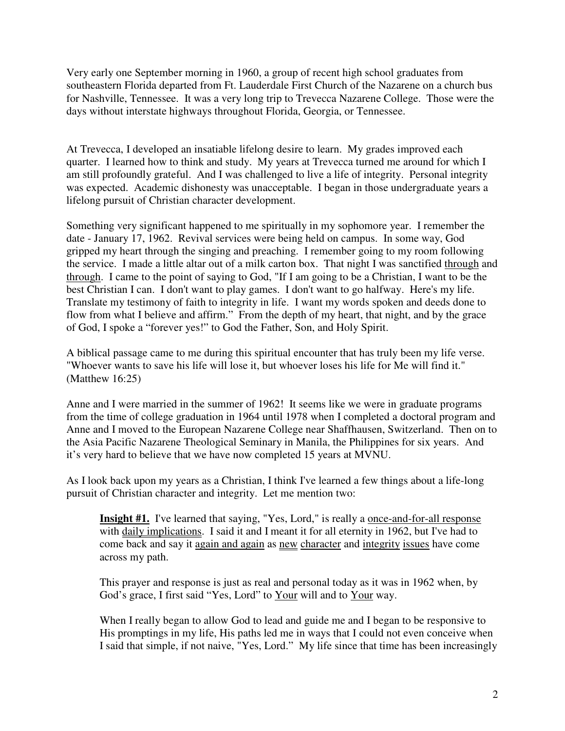Very early one September morning in 1960, a group of recent high school graduates from southeastern Florida departed from Ft. Lauderdale First Church of the Nazarene on a church bus for Nashville, Tennessee. It was a very long trip to Trevecca Nazarene College. Those were the days without interstate highways throughout Florida, Georgia, or Tennessee.

At Trevecca, I developed an insatiable lifelong desire to learn. My grades improved each quarter. I learned how to think and study. My years at Trevecca turned me around for which I am still profoundly grateful. And I was challenged to live a life of integrity. Personal integrity was expected. Academic dishonesty was unacceptable. I began in those undergraduate years a lifelong pursuit of Christian character development.

Something very significant happened to me spiritually in my sophomore year. I remember the date - January 17, 1962. Revival services were being held on campus. In some way, God gripped my heart through the singing and preaching. I remember going to my room following the service. I made a little altar out of a milk carton box. That night I was sanctified <u>through</u> and <u>through</u>. I came to the point of saying to God, "If I am going to be a Christian, I want to be the best Christian I can. I don't want to play games. I don't want to go halfway. Here's my life. Translate my testimony of faith to integrity in life. I want my words spoken and deeds done to flow from what I believe and affirm." From the depth of my heart, that night, and by the grace of God, I spoke a "forever yes!" to God the Father, Son, and Holy Spirit.

A biblical passage came to me during this spiritual encounter that has truly been my life verse. "Whoever wants to save his life will lose it, but whoever loses his life for Me will find it." (Matthew 16:25)

Anne and I were married in the summer of 1962! It seems like we were in graduate programs from the time of college graduation in 1964 until 1978 when I completed a doctoral program and Anne and I moved to the European Nazarene College near Shaffhausen, Switzerland. Then on to the Asia Pacific Nazarene Theological Seminary in Manila, the Philippines for six years. And it's very hard to believe that we have now completed 15 years at MVNU.

As I look back upon my years as a Christian, I think I've learned a few things about a life-long pursuit of Christian character and integrity. Let me mention two:

> **<u>Insight #1.</u>** I've learned that saying, "Yes, Lord," is really a <u>once-and-for-all response</u> with <u>daily implications</u>. I said it and I meant it for all eternity in 1962, but I've had to come back and say it <u>again and again</u> as <u>new</u> <u>character</u> and <u>integrity</u> <u>issues</u> have come across my path.
>
> This prayer and response is just as real and personal today as it was in 1962 when, by God's grace, I first said "Yes, Lord" to <u>Your</u> will and to <u>Your</u> way.
>
> When I really began to allow God to lead and guide me and I began to be responsive to His promptings in my life, His paths led me in ways that I could not even conceive when I said that simple, if not naive, "Yes, Lord." My life since that time has been increasingly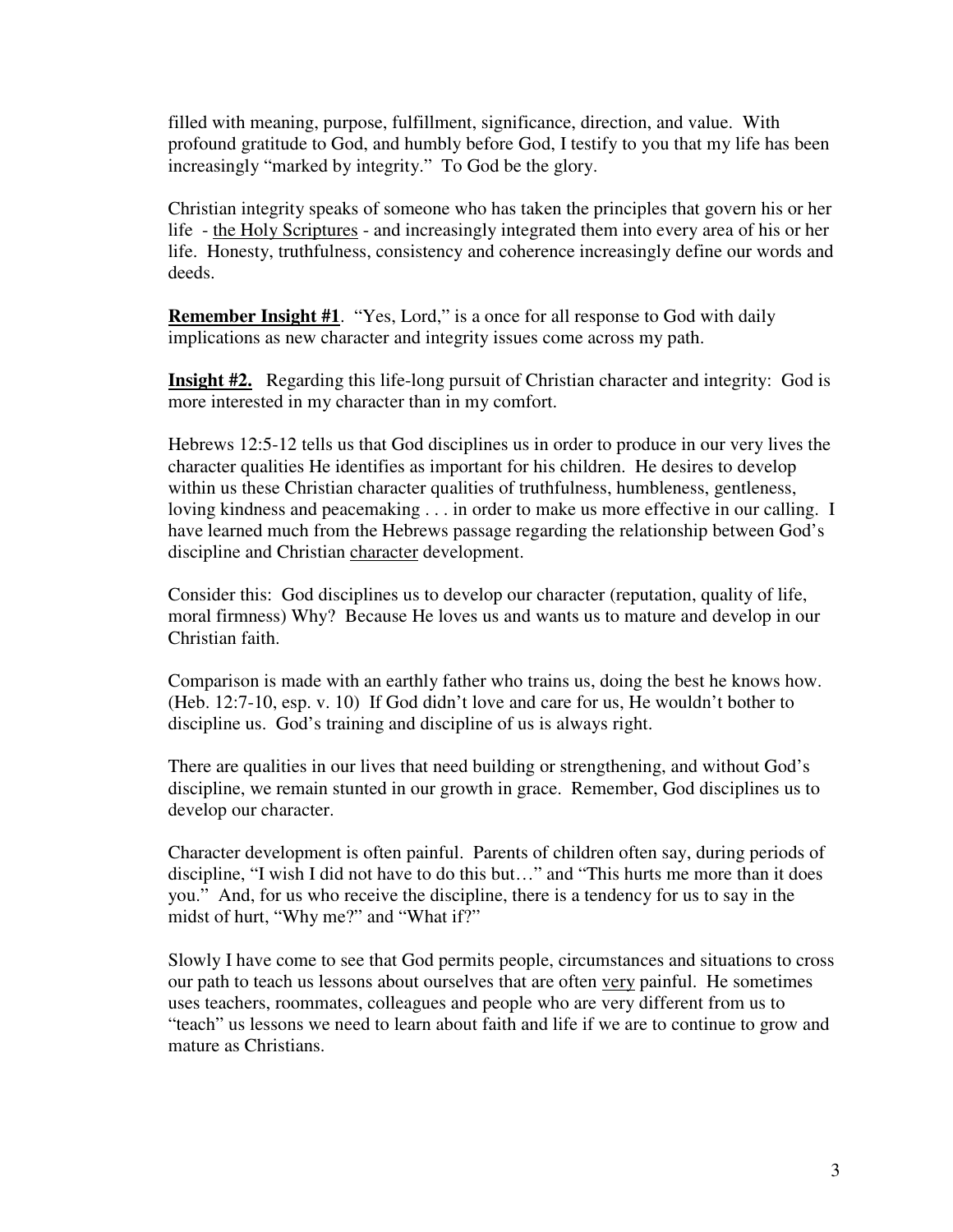filled with meaning, purpose, fulfillment, significance, direction, and value. With profound gratitude to God, and humbly before God, I testify to you that my life has been increasingly "marked by integrity." To God be the glory.

Christian integrity speaks of someone who has taken the principles that govern his or her life - <u>the Holy Scriptures</u> - and increasingly integrated them into every area of his or her life. Honesty, truthfulness, consistency and coherence increasingly define our words and deeds.

**<u>Remember Insight #1</u>**. "Yes, Lord," is a once for all response to God with daily implications as new character and integrity issues come across my path.

**<u>Insight #2.</u>** Regarding this life-long pursuit of Christian character and integrity: God is more interested in my character than in my comfort.

Hebrews 12:5-12 tells us that God disciplines us in order to produce in our very lives the character qualities He identifies as important for his children. He desires to develop within us these Christian character qualities of truthfulness, humbleness, gentleness, loving kindness and peacemaking . . . in order to make us more effective in our calling. I have learned much from the Hebrews passage regarding the relationship between God's discipline and Christian <u>character</u> development.

Consider this: God disciplines us to develop our character (reputation, quality of life, moral firmness) Why? Because He loves us and wants us to mature and develop in our Christian faith.

Comparison is made with an earthly father who trains us, doing the best he knows how. (Heb. 12:7-10, esp. v. 10) If God didn't love and care for us, He wouldn't bother to discipline us. God's training and discipline of us is always right.

There are qualities in our lives that need building or strengthening, and without God's discipline, we remain stunted in our growth in grace. Remember, God disciplines us to develop our character.

Character development is often painful. Parents of children often say, during periods of discipline, "I wish I did not have to do this but…" and "This hurts me more than it does you." And, for us who receive the discipline, there is a tendency for us to say in the midst of hurt, "Why me?" and "What if?"

Slowly I have come to see that God permits people, circumstances and situations to cross our path to teach us lessons about ourselves that are often <u>very</u> painful. He sometimes uses teachers, roommates, colleagues and people who are very different from us to "teach" us lessons we need to learn about faith and life if we are to continue to grow and mature as Christians.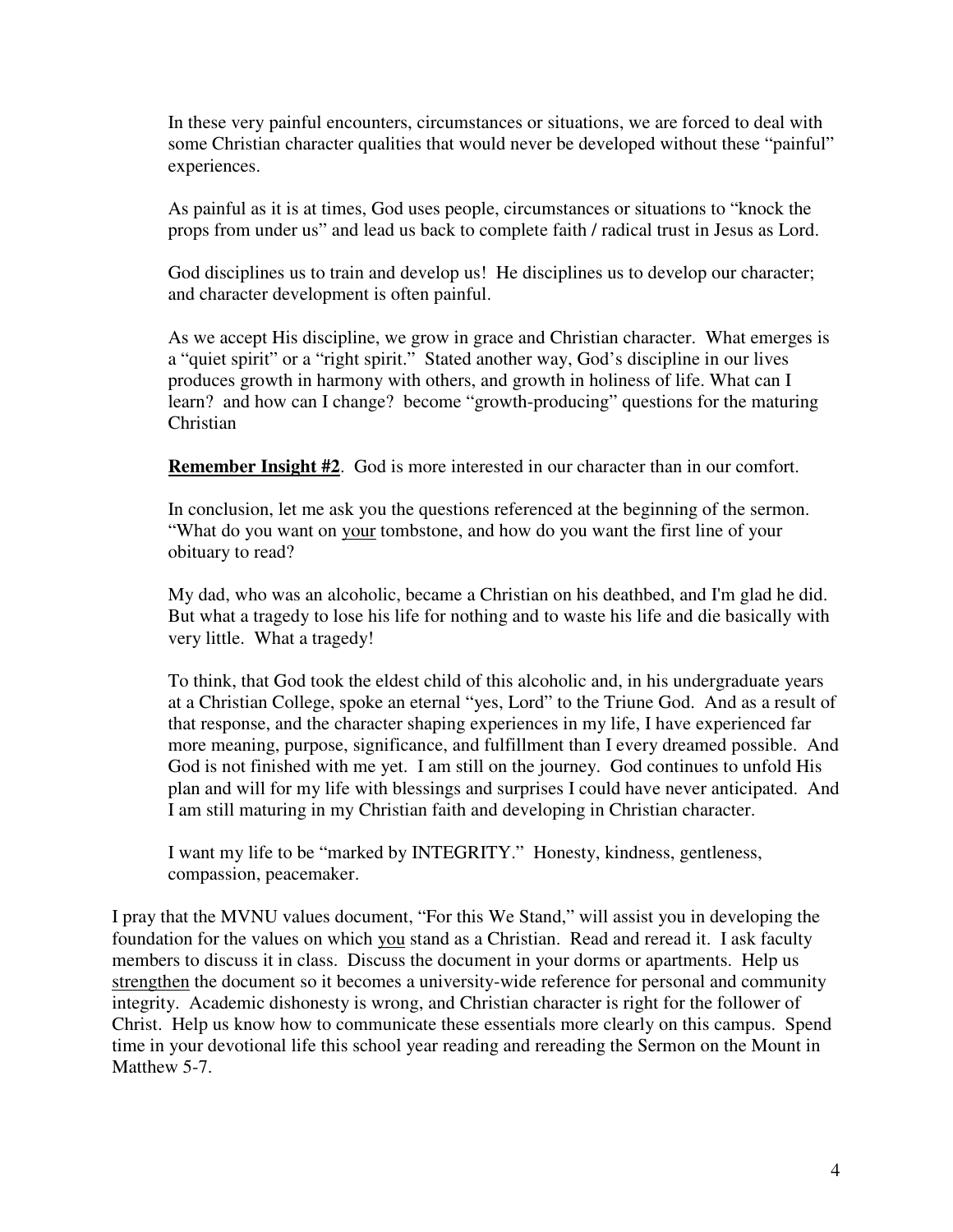In these very painful encounters, circumstances or situations, we are forced to deal with some Christian character qualities that would never be developed without these "painful" experiences.

As painful as it is at times, God uses people, circumstances or situations to "knock the props from under us" and lead us back to complete faith / radical trust in Jesus as Lord.

God disciplines us to train and develop us! He disciplines us to develop our character; and character development is often painful.

As we accept His discipline, we grow in grace and Christian character. What emerges is a "quiet spirit" or a "right spirit." Stated another way, God's discipline in our lives produces growth in harmony with others, and growth in holiness of life. What can I learn? and how can I change? become "growth-producing" questions for the maturing Christian

**<u>Remember Insight #2</u>**. God is more interested in our character than in our comfort.

In conclusion, let me ask you the questions referenced at the beginning of the sermon. "What do you want on <u>your</u> tombstone, and how do you want the first line of your obituary to read?

My dad, who was an alcoholic, became a Christian on his deathbed, and I'm glad he did. But what a tragedy to lose his life for nothing and to waste his life and die basically with very little. What a tragedy!

To think, that God took the eldest child of this alcoholic and, in his undergraduate years at a Christian College, spoke an eternal "yes, Lord" to the Triune God. And as a result of that response, and the character shaping experiences in my life, I have experienced far more meaning, purpose, significance, and fulfillment than I every dreamed possible. And God is not finished with me yet. I am still on the journey. God continues to unfold His plan and will for my life with blessings and surprises I could have never anticipated. And I am still maturing in my Christian faith and developing in Christian character.

I want my life to be "marked by INTEGRITY." Honesty, kindness, gentleness, compassion, peacemaker.

I pray that the MVNU values document, "For this We Stand," will assist you in developing the foundation for the values on which <u>you</u> stand as a Christian. Read and reread it. I ask faculty members to discuss it in class. Discuss the document in your dorms or apartments. Help us <u>strengthen</u> the document so it becomes a university-wide reference for personal and community integrity. Academic dishonesty is wrong, and Christian character is right for the follower of Christ. Help us know how to communicate these essentials more clearly on this campus. Spend time in your devotional life this school year reading and rereading the Sermon on the Mount in Matthew 5-7.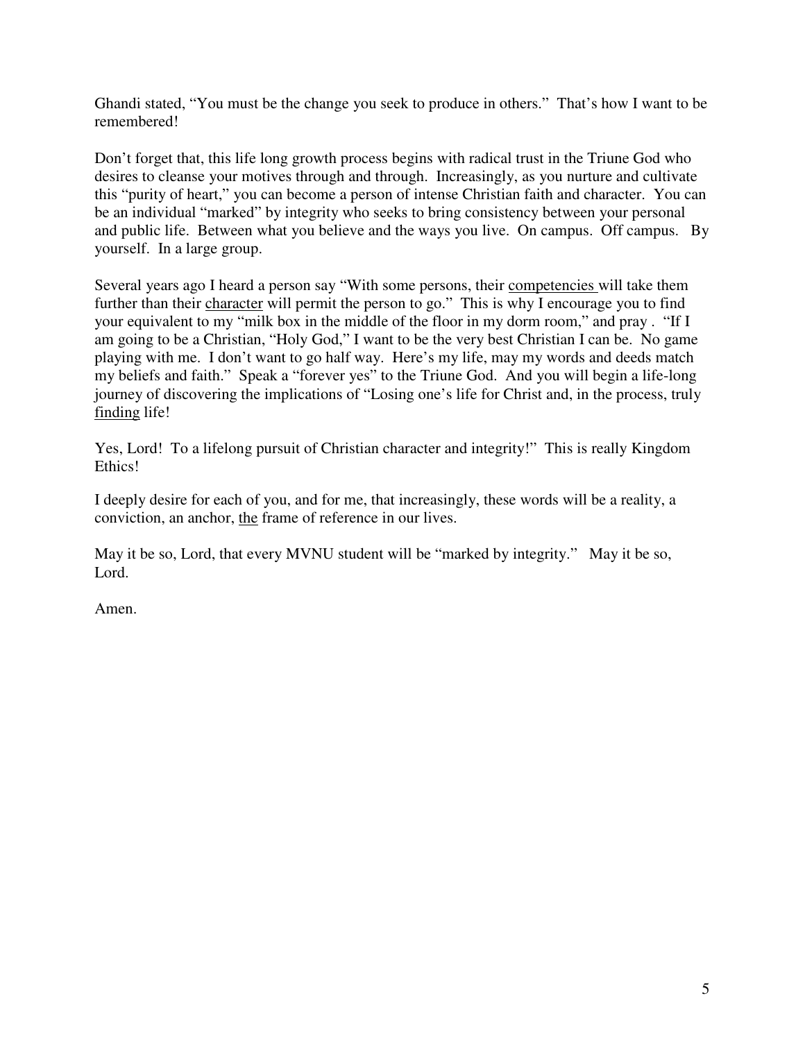Ghandi stated, "You must be the change you seek to produce in others." That's how I want to be remembered!

Don't forget that, this life long growth process begins with radical trust in the Triune God who desires to cleanse your motives through and through. Increasingly, as you nurture and cultivate this "purity of heart," you can become a person of intense Christian faith and character. You can be an individual "marked" by integrity who seeks to bring consistency between your personal and public life. Between what you believe and the ways you live. On campus. Off campus. By yourself. In a large group.

Several years ago I heard a person say "With some persons, their <u>competencies</u> will take them further than their <u>character</u> will permit the person to go." This is why I encourage you to find your equivalent to my "milk box in the middle of the floor in my dorm room," and pray . "If I am going to be a Christian, "Holy God," I want to be the very best Christian I can be. No game playing with me. I don't want to go half way. Here's my life, may my words and deeds match my beliefs and faith." Speak a "forever yes" to the Triune God. And you will begin a life-long journey of discovering the implications of "Losing one's life for Christ and, in the process, truly <u>finding</u> life!

Yes, Lord! To a lifelong pursuit of Christian character and integrity!" This is really Kingdom Ethics!

I deeply desire for each of you, and for me, that increasingly, these words will be a reality, a conviction, an anchor, <u>the</u> frame of reference in our lives.

May it be so, Lord, that every MVNU student will be "marked by integrity." May it be so, Lord.

Amen.